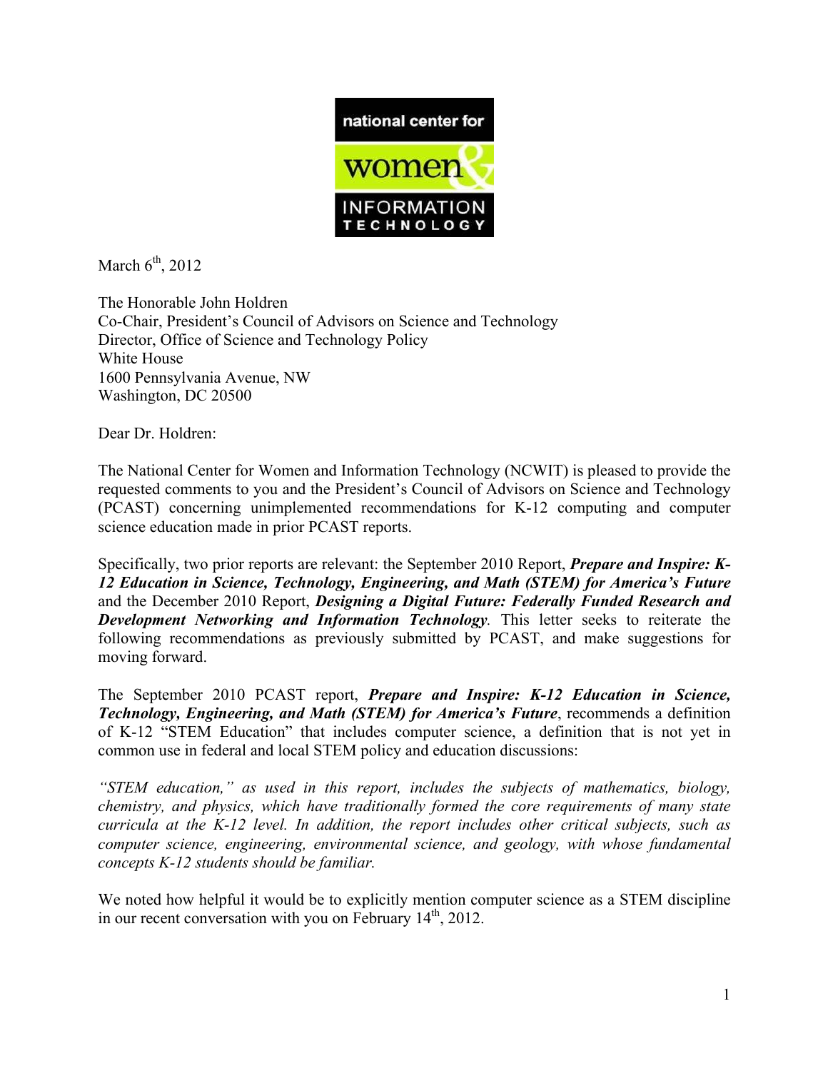national center for women & INFORMATION TECHNOLOGY

March 6th, 2012

The Honorable John Holdren
Co-Chair, President's Council of Advisors on Science and Technology
Director, Office of Science and Technology Policy
White House
1600 Pennsylvania Avenue, NW
Washington, DC 20500

Dear Dr. Holdren:

The National Center for Women and Information Technology (NCWIT) is pleased to provide the requested comments to you and the President's Council of Advisors on Science and Technology (PCAST) concerning unimplemented recommendations for K-12 computing and computer science education made in prior PCAST reports.

Specifically, two prior reports are relevant: the September 2010 Report, ***Prepare and Inspire: K-12 Education in Science, Technology, Engineering, and Math (STEM) for America's Future*** and the December 2010 Report, ***Designing a Digital Future: Federally Funded Research and Development Networking and Information Technology***. This letter seeks to reiterate the following recommendations as previously submitted by PCAST, and make suggestions for moving forward.

The September 2010 PCAST report, ***Prepare and Inspire: K-12 Education in Science, Technology, Engineering, and Math (STEM) for America's Future***, recommends a definition of K-12 "STEM Education" that includes computer science, a definition that is not yet in common use in federal and local STEM policy and education discussions:

*"STEM education," as used in this report, includes the subjects of mathematics, biology, chemistry, and physics, which have traditionally formed the core requirements of many state curricula at the K-12 level. In addition, the report includes other critical subjects, such as computer science, engineering, environmental science, and geology, with whose fundamental concepts K-12 students should be familiar.*

We noted how helpful it would be to explicitly mention computer science as a STEM discipline in our recent conversation with you on February 14th, 2012.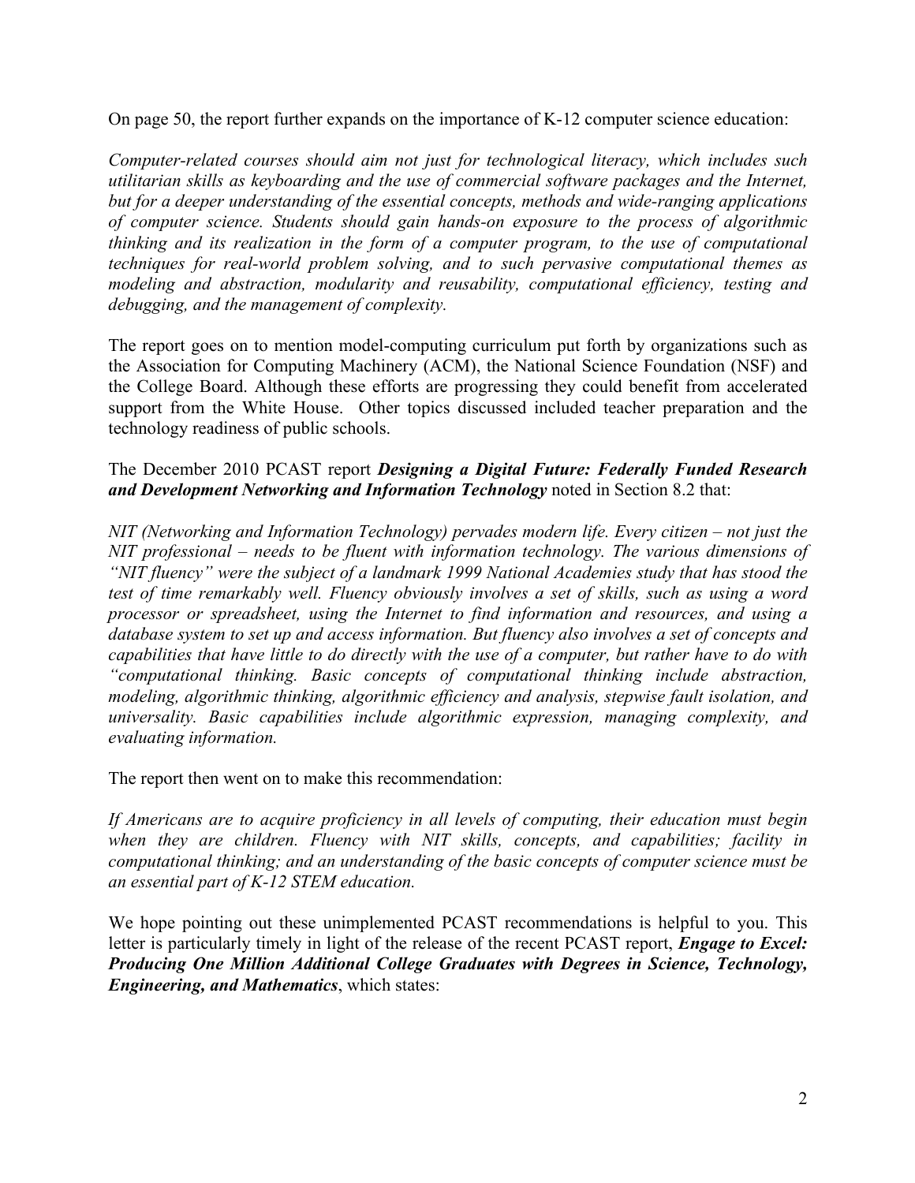On page 50, the report further expands on the importance of K-12 computer science education:

*Computer-related courses should aim not just for technological literacy, which includes such utilitarian skills as keyboarding and the use of commercial software packages and the Internet, but for a deeper understanding of the essential concepts, methods and wide-ranging applications of computer science. Students should gain hands-on exposure to the process of algorithmic thinking and its realization in the form of a computer program, to the use of computational techniques for real-world problem solving, and to such pervasive computational themes as modeling and abstraction, modularity and reusability, computational efficiency, testing and debugging, and the management of complexity.*

The report goes on to mention model-computing curriculum put forth by organizations such as the Association for Computing Machinery (ACM), the National Science Foundation (NSF) and the College Board. Although these efforts are progressing they could benefit from accelerated support from the White House. Other topics discussed included teacher preparation and the technology readiness of public schools.

The December 2010 PCAST report ***Designing a Digital Future: Federally Funded Research and Development Networking and Information Technology*** noted in Section 8.2 that:

*NIT (Networking and Information Technology) pervades modern life. Every citizen – not just the NIT professional – needs to be fluent with information technology. The various dimensions of "NIT fluency" were the subject of a landmark 1999 National Academies study that has stood the test of time remarkably well. Fluency obviously involves a set of skills, such as using a word processor or spreadsheet, using the Internet to find information and resources, and using a database system to set up and access information. But fluency also involves a set of concepts and capabilities that have little to do directly with the use of a computer, but rather have to do with "computational thinking. Basic concepts of computational thinking include abstraction, modeling, algorithmic thinking, algorithmic efficiency and analysis, stepwise fault isolation, and universality. Basic capabilities include algorithmic expression, managing complexity, and evaluating information.*

The report then went on to make this recommendation:

*If Americans are to acquire proficiency in all levels of computing, their education must begin when they are children. Fluency with NIT skills, concepts, and capabilities; facility in computational thinking; and an understanding of the basic concepts of computer science must be an essential part of K-12 STEM education.*

We hope pointing out these unimplemented PCAST recommendations is helpful to you. This letter is particularly timely in light of the release of the recent PCAST report, ***Engage to Excel: Producing One Million Additional College Graduates with Degrees in Science, Technology, Engineering, and Mathematics***, which states: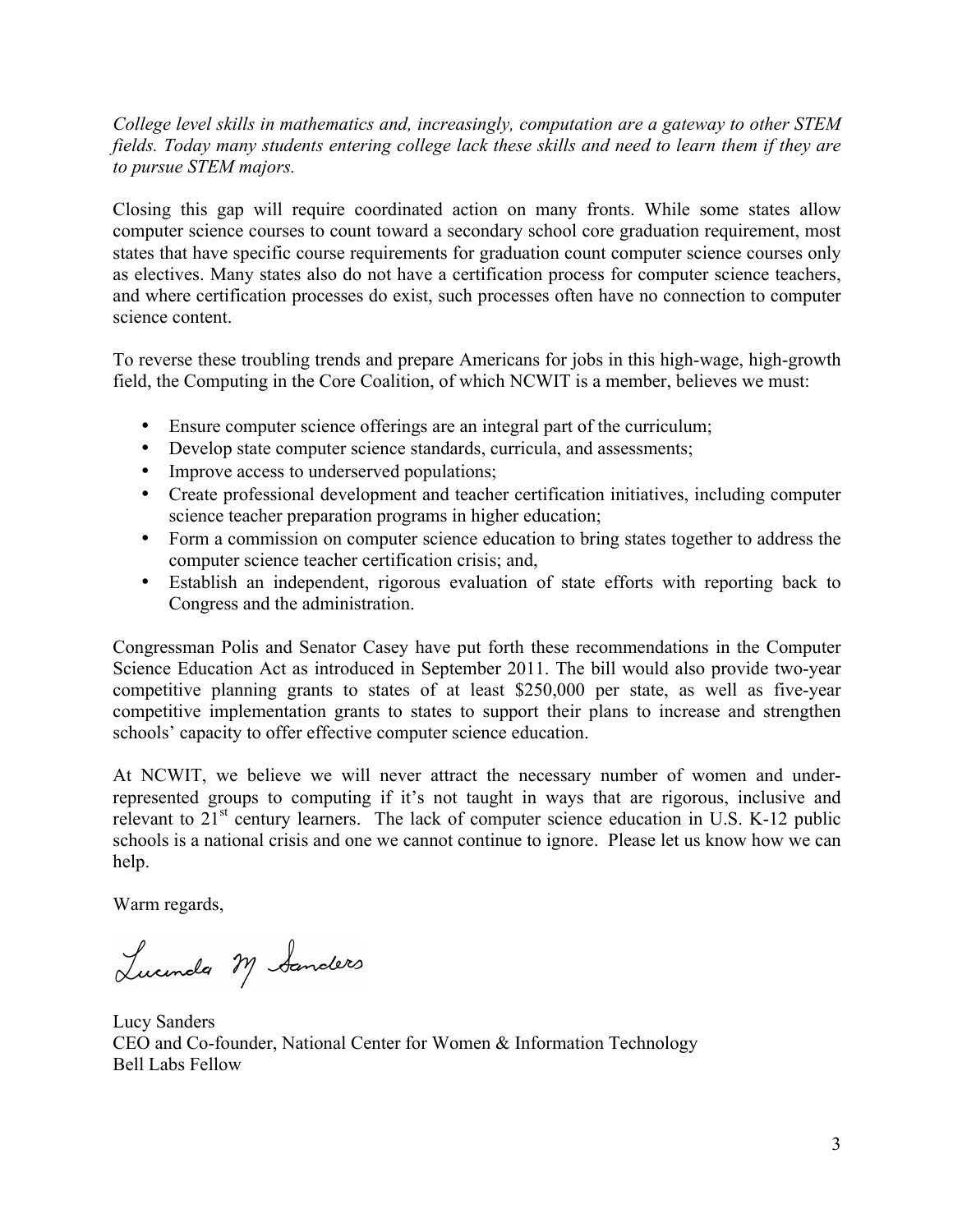*College level skills in mathematics and, increasingly, computation are a gateway to other STEM fields. Today many students entering college lack these skills and need to learn them if they are to pursue STEM majors.*

Closing this gap will require coordinated action on many fronts. While some states allow computer science courses to count toward a secondary school core graduation requirement, most states that have specific course requirements for graduation count computer science courses only as electives. Many states also do not have a certification process for computer science teachers, and where certification processes do exist, such processes often have no connection to computer science content.

To reverse these troubling trends and prepare Americans for jobs in this high-wage, high-growth field, the Computing in the Core Coalition, of which NCWIT is a member, believes we must:

- Ensure computer science offerings are an integral part of the curriculum;
- Develop state computer science standards, curricula, and assessments;
- Improve access to underserved populations;
- Create professional development and teacher certification initiatives, including computer science teacher preparation programs in higher education;
- Form a commission on computer science education to bring states together to address the computer science teacher certification crisis; and,
- Establish an independent, rigorous evaluation of state efforts with reporting back to Congress and the administration.

Congressman Polis and Senator Casey have put forth these recommendations in the Computer Science Education Act as introduced in September 2011. The bill would also provide two-year competitive planning grants to states of at least $250,000 per state, as well as five-year competitive implementation grants to states to support their plans to increase and strengthen schools' capacity to offer effective computer science education.

At NCWIT, we believe we will never attract the necessary number of women and under-represented groups to computing if it's not taught in ways that are rigorous, inclusive and relevant to 21st century learners. The lack of computer science education in U.S. K-12 public schools is a national crisis and one we cannot continue to ignore. Please let us know how we can help.

Warm regards,

Lucinda M Sanders

Lucy Sanders
CEO and Co-founder, National Center for Women & Information Technology
Bell Labs Fellow